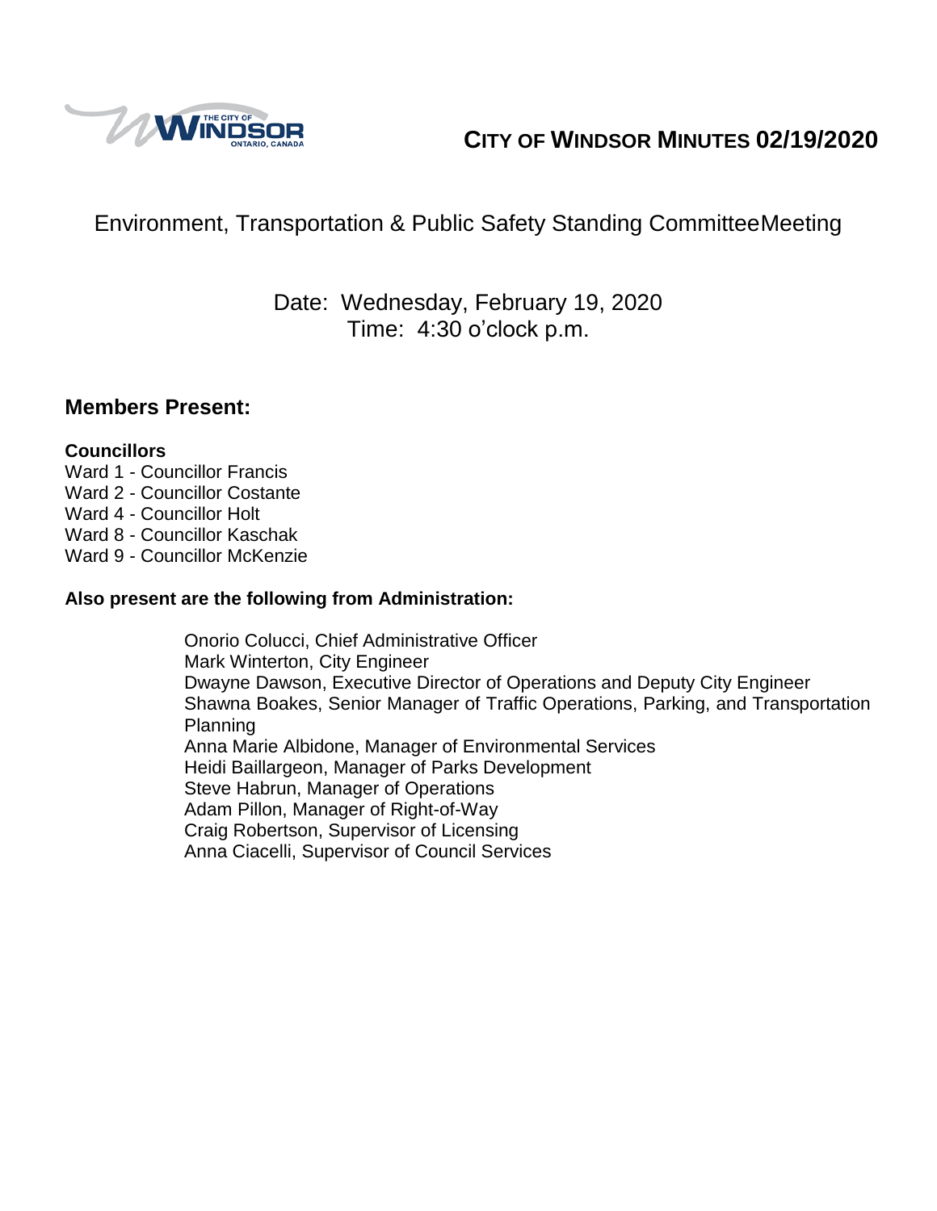# CITY OF WINDSOR MINUTES 02/19/2020

## Environment, Transportation & Public Safety Standing CommitteeMeeting

Date: Wednesday, February 19, 2020
Time: 4:30 o'clock p.m.

## Members Present:

**Councillors**
Ward 1 - Councillor Francis
Ward 2 - Councillor Costante
Ward 4 - Councillor Holt
Ward 8 - Councillor Kaschak
Ward 9 - Councillor McKenzie

**Also present are the following from Administration:**

Onorio Colucci, Chief Administrative Officer
Mark Winterton, City Engineer
Dwayne Dawson, Executive Director of Operations and Deputy City Engineer
Shawna Boakes, Senior Manager of Traffic Operations, Parking, and Transportation Planning
Anna Marie Albidone, Manager of Environmental Services
Heidi Baillargeon, Manager of Parks Development
Steve Habrun, Manager of Operations
Adam Pillon, Manager of Right-of-Way
Craig Robertson, Supervisor of Licensing
Anna Ciacelli, Supervisor of Council Services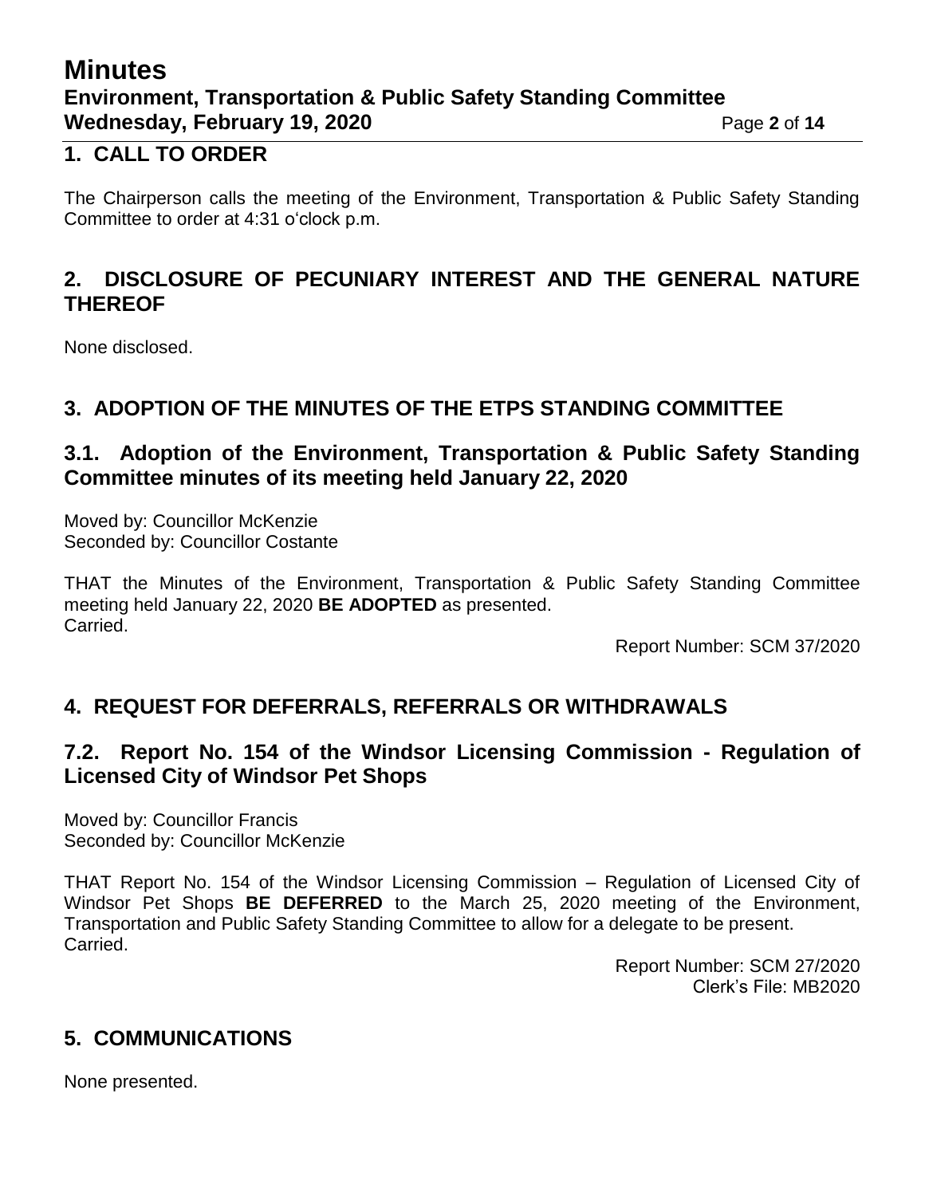## 1. CALL TO ORDER

The Chairperson calls the meeting of the Environment, Transportation & Public Safety Standing Committee to order at 4:31 o'clock p.m.

## 2. DISCLOSURE OF PECUNIARY INTEREST AND THE GENERAL NATURE THEREOF

None disclosed.

## 3. ADOPTION OF THE MINUTES OF THE ETPS STANDING COMMITTEE

### 3.1. Adoption of the Environment, Transportation & Public Safety Standing Committee minutes of its meeting held January 22, 2020

Moved by: Councillor McKenzie
Seconded by: Councillor Costante

THAT the Minutes of the Environment, Transportation & Public Safety Standing Committee meeting held January 22, 2020 **BE ADOPTED** as presented.
Carried.

Report Number: SCM 37/2020

## 4. REQUEST FOR DEFERRALS, REFERRALS OR WITHDRAWALS

### 7.2. Report No. 154 of the Windsor Licensing Commission - Regulation of Licensed City of Windsor Pet Shops

Moved by: Councillor Francis
Seconded by: Councillor McKenzie

THAT Report No. 154 of the Windsor Licensing Commission – Regulation of Licensed City of Windsor Pet Shops **BE DEFERRED** to the March 25, 2020 meeting of the Environment, Transportation and Public Safety Standing Committee to allow for a delegate to be present.
Carried.

Report Number: SCM 27/2020
Clerk's File: MB2020

## 5. COMMUNICATIONS

None presented.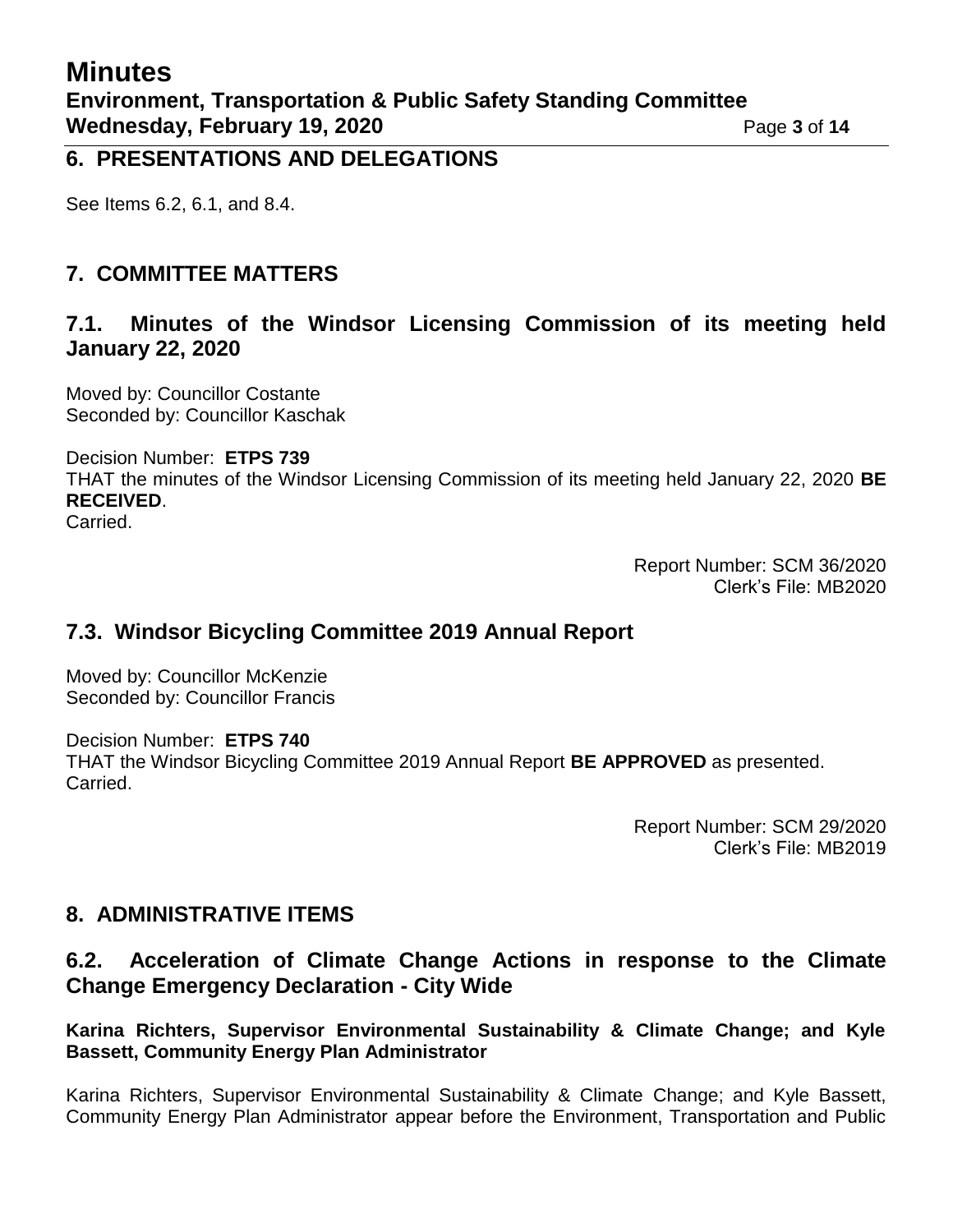## 6. PRESENTATIONS AND DELEGATIONS

See Items 6.2, 6.1, and 8.4.

## 7. COMMITTEE MATTERS

### 7.1. Minutes of the Windsor Licensing Commission of its meeting held January 22, 2020

Moved by: Councillor Costante
Seconded by: Councillor Kaschak

Decision Number: **ETPS 739**
THAT the minutes of the Windsor Licensing Commission of its meeting held January 22, 2020 **BE RECEIVED**.
Carried.

Report Number: SCM 36/2020
Clerk's File: MB2020

### 7.3. Windsor Bicycling Committee 2019 Annual Report

Moved by: Councillor McKenzie
Seconded by: Councillor Francis

Decision Number: **ETPS 740**
THAT the Windsor Bicycling Committee 2019 Annual Report **BE APPROVED** as presented.
Carried.

Report Number: SCM 29/2020
Clerk's File: MB2019

## 8. ADMINISTRATIVE ITEMS

### 6.2. Acceleration of Climate Change Actions in response to the Climate Change Emergency Declaration - City Wide

**Karina Richters, Supervisor Environmental Sustainability & Climate Change; and Kyle Bassett, Community Energy Plan Administrator**

Karina Richters, Supervisor Environmental Sustainability & Climate Change; and Kyle Bassett, Community Energy Plan Administrator appear before the Environment, Transportation and Public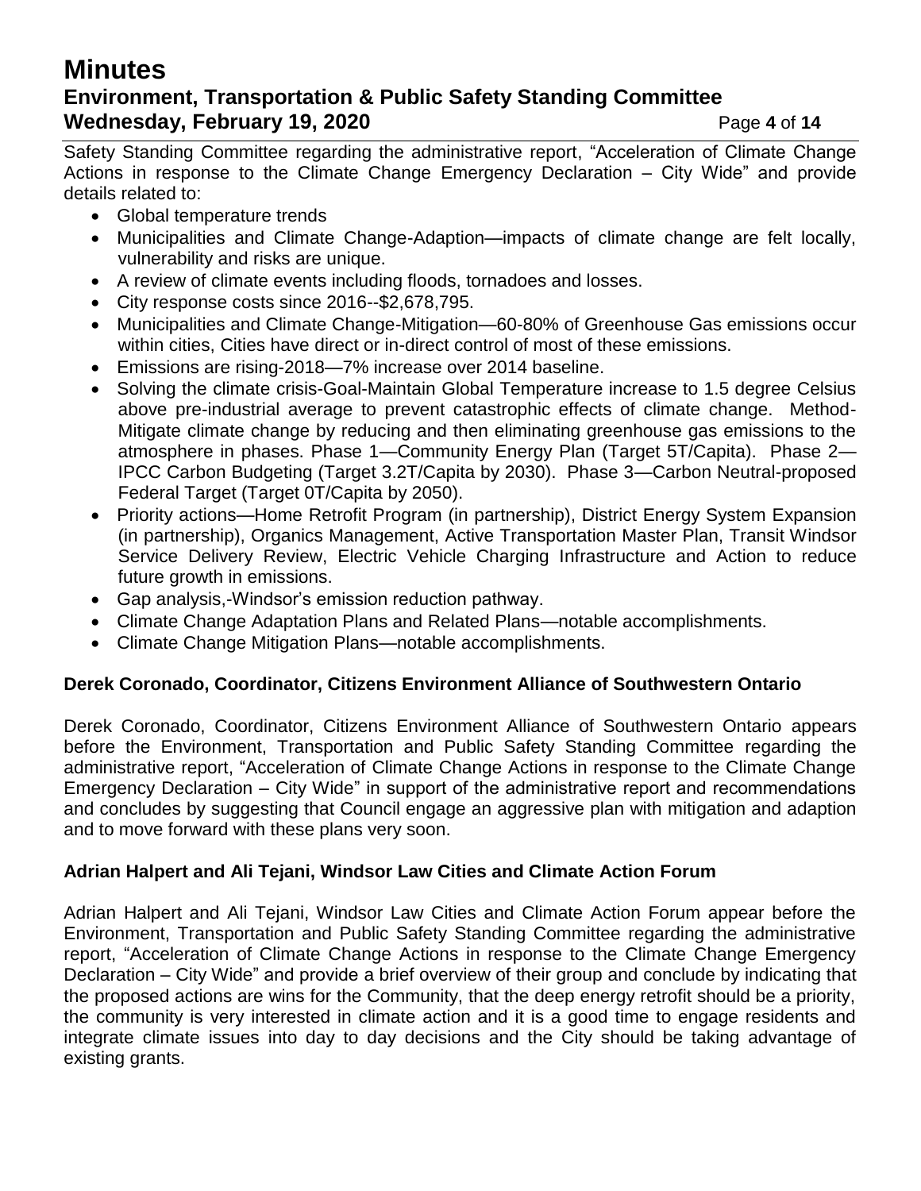Safety Standing Committee regarding the administrative report, "Acceleration of Climate Change Actions in response to the Climate Change Emergency Declaration – City Wide" and provide details related to:

- Global temperature trends
- Municipalities and Climate Change-Adaption—impacts of climate change are felt locally, vulnerability and risks are unique.
- A review of climate events including floods, tornadoes and losses.
- City response costs since 2016--$2,678,795.
- Municipalities and Climate Change-Mitigation—60-80% of Greenhouse Gas emissions occur within cities, Cities have direct or in-direct control of most of these emissions.
- Emissions are rising-2018—7% increase over 2014 baseline.
- Solving the climate crisis-Goal-Maintain Global Temperature increase to 1.5 degree Celsius above pre-industrial average to prevent catastrophic effects of climate change. Method-Mitigate climate change by reducing and then eliminating greenhouse gas emissions to the atmosphere in phases. Phase 1—Community Energy Plan (Target 5T/Capita). Phase 2—IPCC Carbon Budgeting (Target 3.2T/Capita by 2030). Phase 3—Carbon Neutral-proposed Federal Target (Target 0T/Capita by 2050).
- Priority actions—Home Retrofit Program (in partnership), District Energy System Expansion (in partnership), Organics Management, Active Transportation Master Plan, Transit Windsor Service Delivery Review, Electric Vehicle Charging Infrastructure and Action to reduce future growth in emissions.
- Gap analysis,-Windsor's emission reduction pathway.
- Climate Change Adaptation Plans and Related Plans—notable accomplishments.
- Climate Change Mitigation Plans—notable accomplishments.

**Derek Coronado, Coordinator, Citizens Environment Alliance of Southwestern Ontario**

Derek Coronado, Coordinator, Citizens Environment Alliance of Southwestern Ontario appears before the Environment, Transportation and Public Safety Standing Committee regarding the administrative report, "Acceleration of Climate Change Actions in response to the Climate Change Emergency Declaration – City Wide" in support of the administrative report and recommendations and concludes by suggesting that Council engage an aggressive plan with mitigation and adaption and to move forward with these plans very soon.

**Adrian Halpert and Ali Tejani, Windsor Law Cities and Climate Action Forum**

Adrian Halpert and Ali Tejani, Windsor Law Cities and Climate Action Forum appear before the Environment, Transportation and Public Safety Standing Committee regarding the administrative report, "Acceleration of Climate Change Actions in response to the Climate Change Emergency Declaration – City Wide" and provide a brief overview of their group and conclude by indicating that the proposed actions are wins for the Community, that the deep energy retrofit should be a priority, the community is very interested in climate action and it is a good time to engage residents and integrate climate issues into day to day decisions and the City should be taking advantage of existing grants.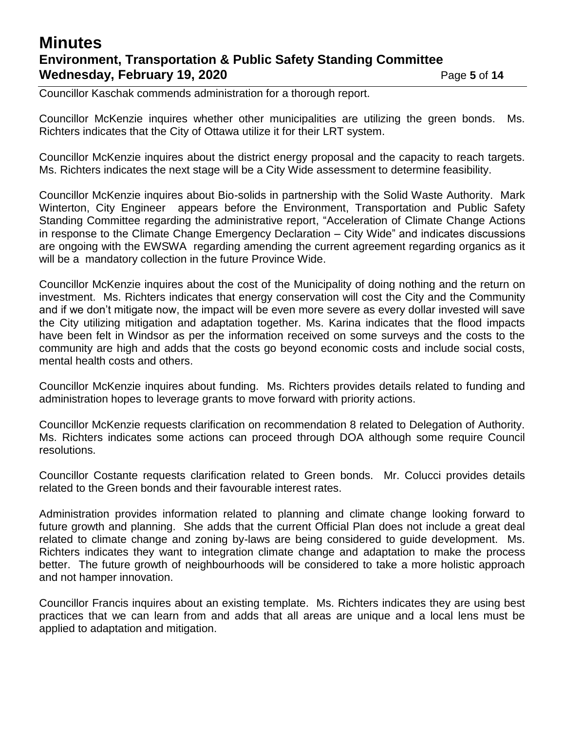Councillor Kaschak commends administration for a thorough report.

Councillor McKenzie inquires whether other municipalities are utilizing the green bonds. Ms. Richters indicates that the City of Ottawa utilize it for their LRT system.

Councillor McKenzie inquires about the district energy proposal and the capacity to reach targets. Ms. Richters indicates the next stage will be a City Wide assessment to determine feasibility.

Councillor McKenzie inquires about Bio-solids in partnership with the Solid Waste Authority. Mark Winterton, City Engineer appears before the Environment, Transportation and Public Safety Standing Committee regarding the administrative report, "Acceleration of Climate Change Actions in response to the Climate Change Emergency Declaration – City Wide" and indicates discussions are ongoing with the EWSWA regarding amending the current agreement regarding organics as it will be a mandatory collection in the future Province Wide.

Councillor McKenzie inquires about the cost of the Municipality of doing nothing and the return on investment. Ms. Richters indicates that energy conservation will cost the City and the Community and if we don't mitigate now, the impact will be even more severe as every dollar invested will save the City utilizing mitigation and adaptation together. Ms. Karina indicates that the flood impacts have been felt in Windsor as per the information received on some surveys and the costs to the community are high and adds that the costs go beyond economic costs and include social costs, mental health costs and others.

Councillor McKenzie inquires about funding. Ms. Richters provides details related to funding and administration hopes to leverage grants to move forward with priority actions.

Councillor McKenzie requests clarification on recommendation 8 related to Delegation of Authority. Ms. Richters indicates some actions can proceed through DOA although some require Council resolutions.

Councillor Costante requests clarification related to Green bonds. Mr. Colucci provides details related to the Green bonds and their favourable interest rates.

Administration provides information related to planning and climate change looking forward to future growth and planning. She adds that the current Official Plan does not include a great deal related to climate change and zoning by-laws are being considered to guide development. Ms. Richters indicates they want to integration climate change and adaptation to make the process better. The future growth of neighbourhoods will be considered to take a more holistic approach and not hamper innovation.

Councillor Francis inquires about an existing template. Ms. Richters indicates they are using best practices that we can learn from and adds that all areas are unique and a local lens must be applied to adaptation and mitigation.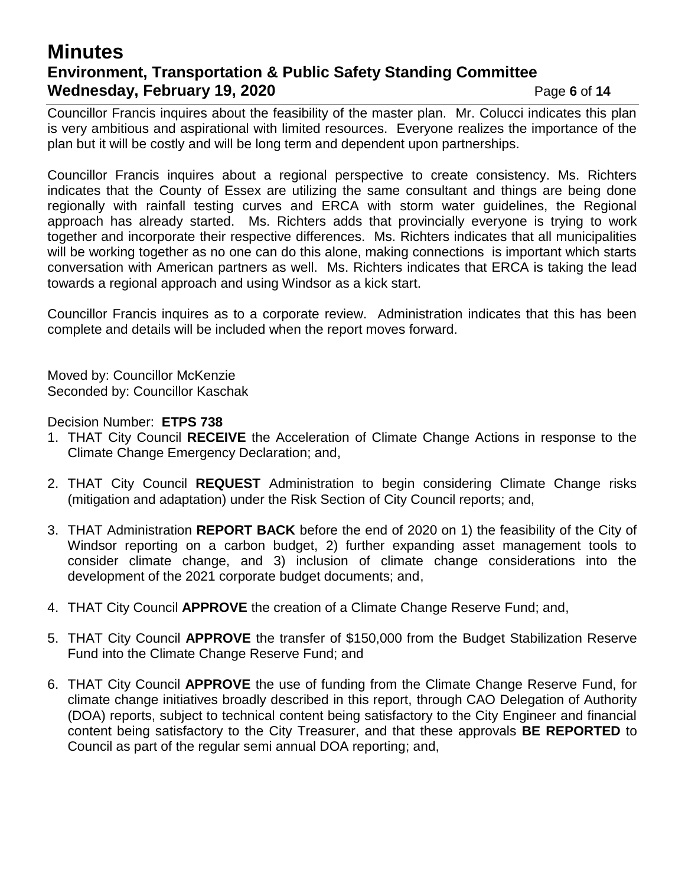Councillor Francis inquires about the feasibility of the master plan. Mr. Colucci indicates this plan is very ambitious and aspirational with limited resources. Everyone realizes the importance of the plan but it will be costly and will be long term and dependent upon partnerships.

Councillor Francis inquires about a regional perspective to create consistency. Ms. Richters indicates that the County of Essex are utilizing the same consultant and things are being done regionally with rainfall testing curves and ERCA with storm water guidelines, the Regional approach has already started. Ms. Richters adds that provincially everyone is trying to work together and incorporate their respective differences. Ms. Richters indicates that all municipalities will be working together as no one can do this alone, making connections is important which starts conversation with American partners as well. Ms. Richters indicates that ERCA is taking the lead towards a regional approach and using Windsor as a kick start.

Councillor Francis inquires as to a corporate review. Administration indicates that this has been complete and details will be included when the report moves forward.

Moved by: Councillor McKenzie
Seconded by: Councillor Kaschak

Decision Number: **ETPS 738**

1. THAT City Council **RECEIVE** the Acceleration of Climate Change Actions in response to the Climate Change Emergency Declaration; and,

2. THAT City Council **REQUEST** Administration to begin considering Climate Change risks (mitigation and adaptation) under the Risk Section of City Council reports; and,

3. THAT Administration **REPORT BACK** before the end of 2020 on 1) the feasibility of the City of Windsor reporting on a carbon budget, 2) further expanding asset management tools to consider climate change, and 3) inclusion of climate change considerations into the development of the 2021 corporate budget documents; and,

4. THAT City Council **APPROVE** the creation of a Climate Change Reserve Fund; and,

5. THAT City Council **APPROVE** the transfer of $150,000 from the Budget Stabilization Reserve Fund into the Climate Change Reserve Fund; and

6. THAT City Council **APPROVE** the use of funding from the Climate Change Reserve Fund, for climate change initiatives broadly described in this report, through CAO Delegation of Authority (DOA) reports, subject to technical content being satisfactory to the City Engineer and financial content being satisfactory to the City Treasurer, and that these approvals **BE REPORTED** to Council as part of the regular semi annual DOA reporting; and,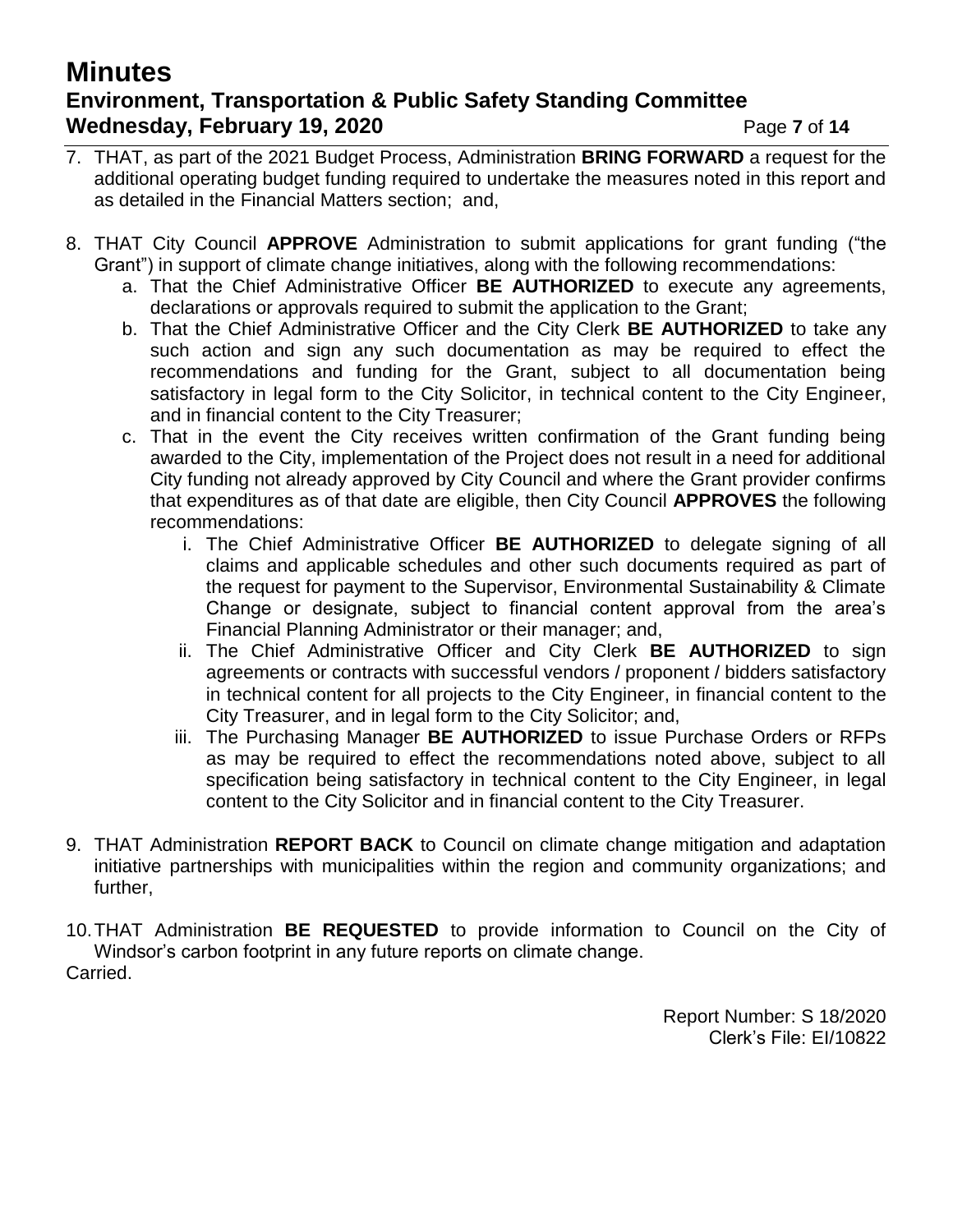7. THAT, as part of the 2021 Budget Process, Administration **BRING FORWARD** a request for the additional operating budget funding required to undertake the measures noted in this report and as detailed in the Financial Matters section; and,

8. THAT City Council **APPROVE** Administration to submit applications for grant funding ("the Grant") in support of climate change initiatives, along with the following recommendations:
   a. That the Chief Administrative Officer **BE AUTHORIZED** to execute any agreements, declarations or approvals required to submit the application to the Grant;
   b. That the Chief Administrative Officer and the City Clerk **BE AUTHORIZED** to take any such action and sign any such documentation as may be required to effect the recommendations and funding for the Grant, subject to all documentation being satisfactory in legal form to the City Solicitor, in technical content to the City Engineer, and in financial content to the City Treasurer;
   c. That in the event the City receives written confirmation of the Grant funding being awarded to the City, implementation of the Project does not result in a need for additional City funding not already approved by City Council and where the Grant provider confirms that expenditures as of that date are eligible, then City Council **APPROVES** the following recommendations:
      i. The Chief Administrative Officer **BE AUTHORIZED** to delegate signing of all claims and applicable schedules and other such documents required as part of the request for payment to the Supervisor, Environmental Sustainability & Climate Change or designate, subject to financial content approval from the area's Financial Planning Administrator or their manager; and,
      ii. The Chief Administrative Officer and City Clerk **BE AUTHORIZED** to sign agreements or contracts with successful vendors / proponent / bidders satisfactory in technical content for all projects to the City Engineer, in financial content to the City Treasurer, and in legal form to the City Solicitor; and,
      iii. The Purchasing Manager **BE AUTHORIZED** to issue Purchase Orders or RFPs as may be required to effect the recommendations noted above, subject to all specification being satisfactory in technical content to the City Engineer, in legal content to the City Solicitor and in financial content to the City Treasurer.

9. THAT Administration **REPORT BACK** to Council on climate change mitigation and adaptation initiative partnerships with municipalities within the region and community organizations; and further,

10. THAT Administration **BE REQUESTED** to provide information to Council on the City of Windsor's carbon footprint in any future reports on climate change.

Carried.

Report Number: S 18/2020
Clerk's File: EI/10822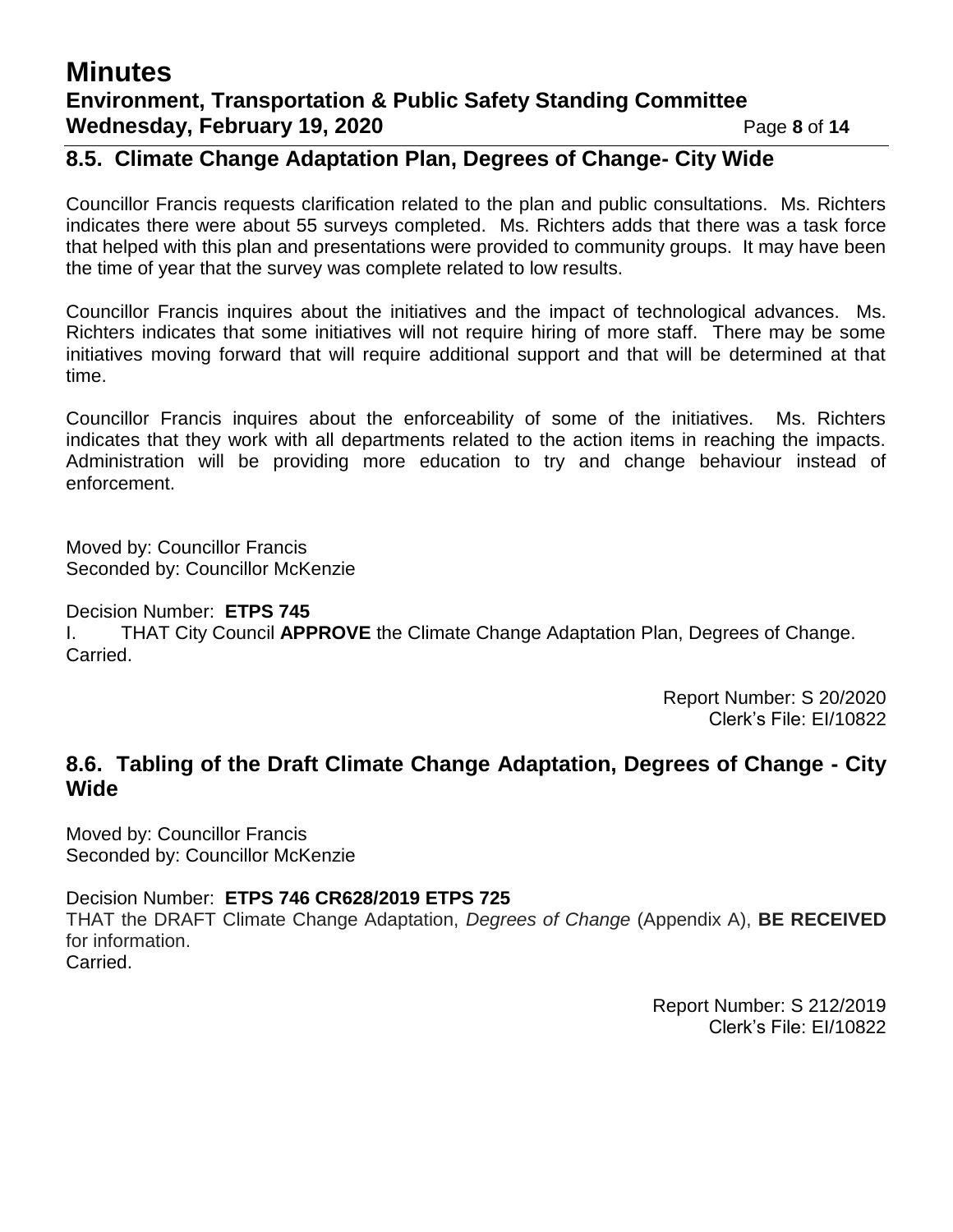## 8.5. Climate Change Adaptation Plan, Degrees of Change- City Wide

Councillor Francis requests clarification related to the plan and public consultations. Ms. Richters indicates there were about 55 surveys completed. Ms. Richters adds that there was a task force that helped with this plan and presentations were provided to community groups. It may have been the time of year that the survey was complete related to low results.

Councillor Francis inquires about the initiatives and the impact of technological advances. Ms. Richters indicates that some initiatives will not require hiring of more staff. There may be some initiatives moving forward that will require additional support and that will be determined at that time.

Councillor Francis inquires about the enforceability of some of the initiatives. Ms. Richters indicates that they work with all departments related to the action items in reaching the impacts. Administration will be providing more education to try and change behaviour instead of enforcement.

Moved by: Councillor Francis
Seconded by: Councillor McKenzie

Decision Number: **ETPS 745**
I. THAT City Council **APPROVE** the Climate Change Adaptation Plan, Degrees of Change.
Carried.

Report Number: S 20/2020
Clerk's File: EI/10822

## 8.6. Tabling of the Draft Climate Change Adaptation, Degrees of Change - City Wide

Moved by: Councillor Francis
Seconded by: Councillor McKenzie

Decision Number: **ETPS 746 CR628/2019 ETPS 725**
THAT the DRAFT Climate Change Adaptation, *Degrees of Change* (Appendix A), **BE RECEIVED** for information.
Carried.

Report Number: S 212/2019
Clerk's File: EI/10822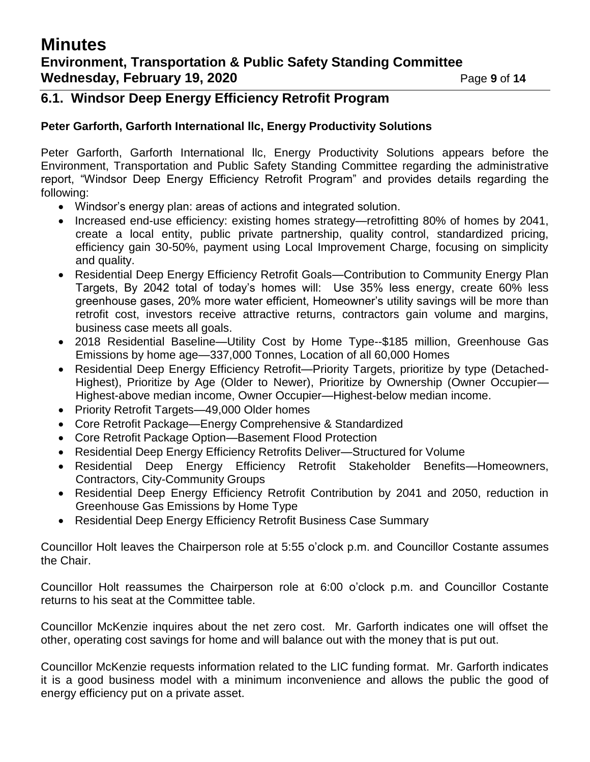## 6.1. Windsor Deep Energy Efficiency Retrofit Program

**Peter Garforth, Garforth International llc, Energy Productivity Solutions**

Peter Garforth, Garforth International llc, Energy Productivity Solutions appears before the Environment, Transportation and Public Safety Standing Committee regarding the administrative report, "Windsor Deep Energy Efficiency Retrofit Program" and provides details regarding the following:

- Windsor's energy plan: areas of actions and integrated solution.
- Increased end-use efficiency: existing homes strategy—retrofitting 80% of homes by 2041, create a local entity, public private partnership, quality control, standardized pricing, efficiency gain 30-50%, payment using Local Improvement Charge, focusing on simplicity and quality.
- Residential Deep Energy Efficiency Retrofit Goals—Contribution to Community Energy Plan Targets, By 2042 total of today's homes will: Use 35% less energy, create 60% less greenhouse gases, 20% more water efficient, Homeowner's utility savings will be more than retrofit cost, investors receive attractive returns, contractors gain volume and margins, business case meets all goals.
- 2018 Residential Baseline—Utility Cost by Home Type--$185 million, Greenhouse Gas Emissions by home age—337,000 Tonnes, Location of all 60,000 Homes
- Residential Deep Energy Efficiency Retrofit—Priority Targets, prioritize by type (Detached-Highest), Prioritize by Age (Older to Newer), Prioritize by Ownership (Owner Occupier—Highest-above median income, Owner Occupier—Highest-below median income.
- Priority Retrofit Targets—49,000 Older homes
- Core Retrofit Package—Energy Comprehensive & Standardized
- Core Retrofit Package Option—Basement Flood Protection
- Residential Deep Energy Efficiency Retrofits Deliver—Structured for Volume
- Residential Deep Energy Efficiency Retrofit Stakeholder Benefits—Homeowners, Contractors, City-Community Groups
- Residential Deep Energy Efficiency Retrofit Contribution by 2041 and 2050, reduction in Greenhouse Gas Emissions by Home Type
- Residential Deep Energy Efficiency Retrofit Business Case Summary

Councillor Holt leaves the Chairperson role at 5:55 o'clock p.m. and Councillor Costante assumes the Chair.

Councillor Holt reassumes the Chairperson role at 6:00 o'clock p.m. and Councillor Costante returns to his seat at the Committee table.

Councillor McKenzie inquires about the net zero cost. Mr. Garforth indicates one will offset the other, operating cost savings for home and will balance out with the money that is put out.

Councillor McKenzie requests information related to the LIC funding format. Mr. Garforth indicates it is a good business model with a minimum inconvenience and allows the public the good of energy efficiency put on a private asset.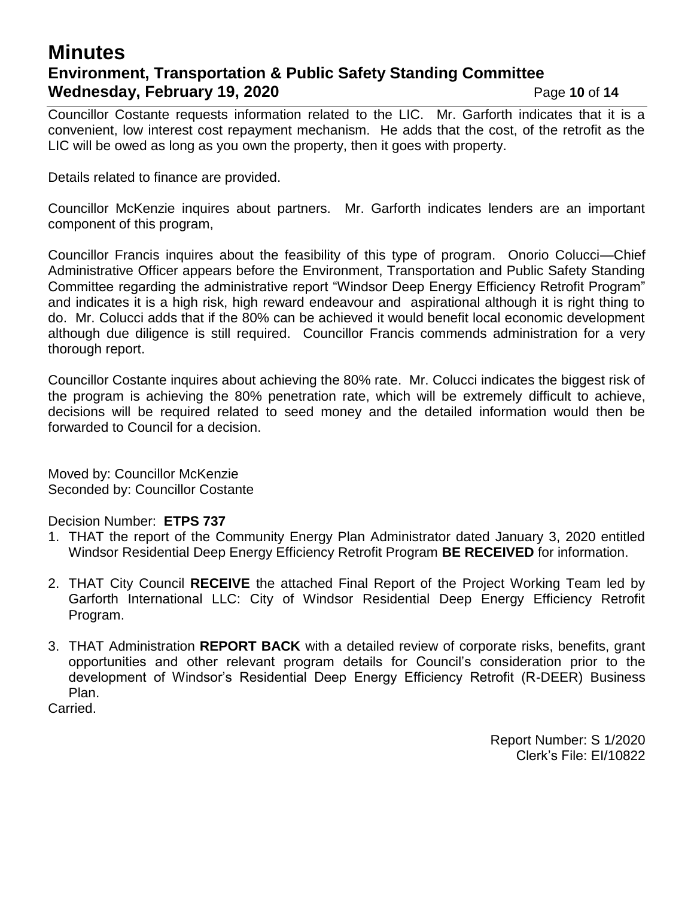Councillor Costante requests information related to the LIC. Mr. Garforth indicates that it is a convenient, low interest cost repayment mechanism. He adds that the cost, of the retrofit as the LIC will be owed as long as you own the property, then it goes with property.

Details related to finance are provided.

Councillor McKenzie inquires about partners. Mr. Garforth indicates lenders are an important component of this program,

Councillor Francis inquires about the feasibility of this type of program. Onorio Colucci—Chief Administrative Officer appears before the Environment, Transportation and Public Safety Standing Committee regarding the administrative report "Windsor Deep Energy Efficiency Retrofit Program" and indicates it is a high risk, high reward endeavour and aspirational although it is right thing to do. Mr. Colucci adds that if the 80% can be achieved it would benefit local economic development although due diligence is still required. Councillor Francis commends administration for a very thorough report.

Councillor Costante inquires about achieving the 80% rate. Mr. Colucci indicates the biggest risk of the program is achieving the 80% penetration rate, which will be extremely difficult to achieve, decisions will be required related to seed money and the detailed information would then be forwarded to Council for a decision.

Moved by: Councillor McKenzie
Seconded by: Councillor Costante

Decision Number: **ETPS 737**

1. THAT the report of the Community Energy Plan Administrator dated January 3, 2020 entitled Windsor Residential Deep Energy Efficiency Retrofit Program **BE RECEIVED** for information.

2. THAT City Council **RECEIVE** the attached Final Report of the Project Working Team led by Garforth International LLC: City of Windsor Residential Deep Energy Efficiency Retrofit Program.

3. THAT Administration **REPORT BACK** with a detailed review of corporate risks, benefits, grant opportunities and other relevant program details for Council's consideration prior to the development of Windsor's Residential Deep Energy Efficiency Retrofit (R-DEER) Business Plan.

Carried.

Report Number: S 1/2020
Clerk's File: EI/10822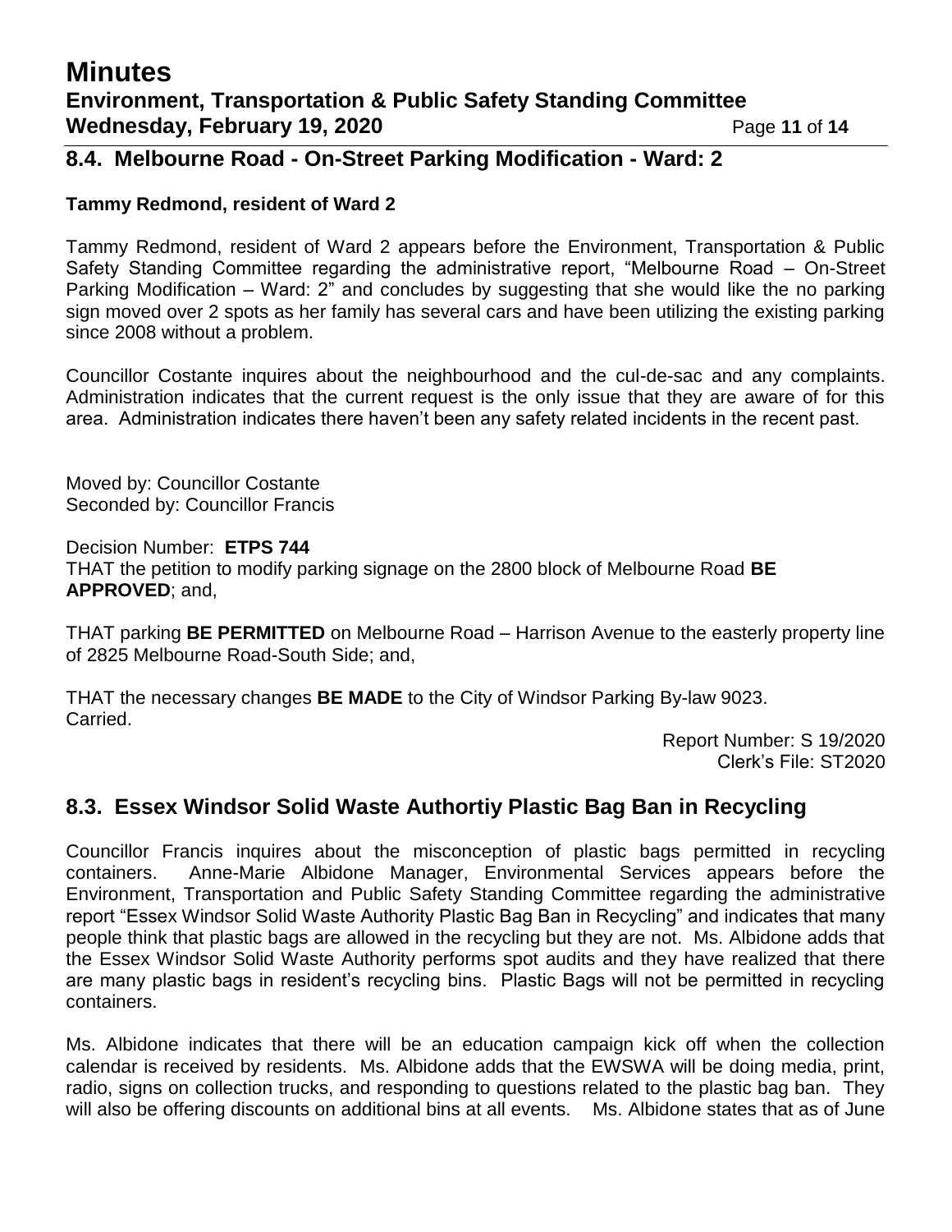## 8.4. Melbourne Road - On-Street Parking Modification - Ward: 2

**Tammy Redmond, resident of Ward 2**

Tammy Redmond, resident of Ward 2 appears before the Environment, Transportation & Public Safety Standing Committee regarding the administrative report, "Melbourne Road – On-Street Parking Modification – Ward: 2" and concludes by suggesting that she would like the no parking sign moved over 2 spots as her family has several cars and have been utilizing the existing parking since 2008 without a problem.

Councillor Costante inquires about the neighbourhood and the cul-de-sac and any complaints. Administration indicates that the current request is the only issue that they are aware of for this area. Administration indicates there haven't been any safety related incidents in the recent past.

Moved by: Councillor Costante
Seconded by: Councillor Francis

Decision Number: **ETPS 744**
THAT the petition to modify parking signage on the 2800 block of Melbourne Road **BE APPROVED**; and,

THAT parking **BE PERMITTED** on Melbourne Road – Harrison Avenue to the easterly property line of 2825 Melbourne Road-South Side; and,

THAT the necessary changes **BE MADE** to the City of Windsor Parking By-law 9023.
Carried.

Report Number: S 19/2020
Clerk's File: ST2020

## 8.3. Essex Windsor Solid Waste Authortiy Plastic Bag Ban in Recycling

Councillor Francis inquires about the misconception of plastic bags permitted in recycling containers. Anne-Marie Albidone Manager, Environmental Services appears before the Environment, Transportation and Public Safety Standing Committee regarding the administrative report "Essex Windsor Solid Waste Authority Plastic Bag Ban in Recycling" and indicates that many people think that plastic bags are allowed in the recycling but they are not. Ms. Albidone adds that the Essex Windsor Solid Waste Authority performs spot audits and they have realized that there are many plastic bags in resident's recycling bins. Plastic Bags will not be permitted in recycling containers.

Ms. Albidone indicates that there will be an education campaign kick off when the collection calendar is received by residents. Ms. Albidone adds that the EWSWA will be doing media, print, radio, signs on collection trucks, and responding to questions related to the plastic bag ban. They will also be offering discounts on additional bins at all events. Ms. Albidone states that as of June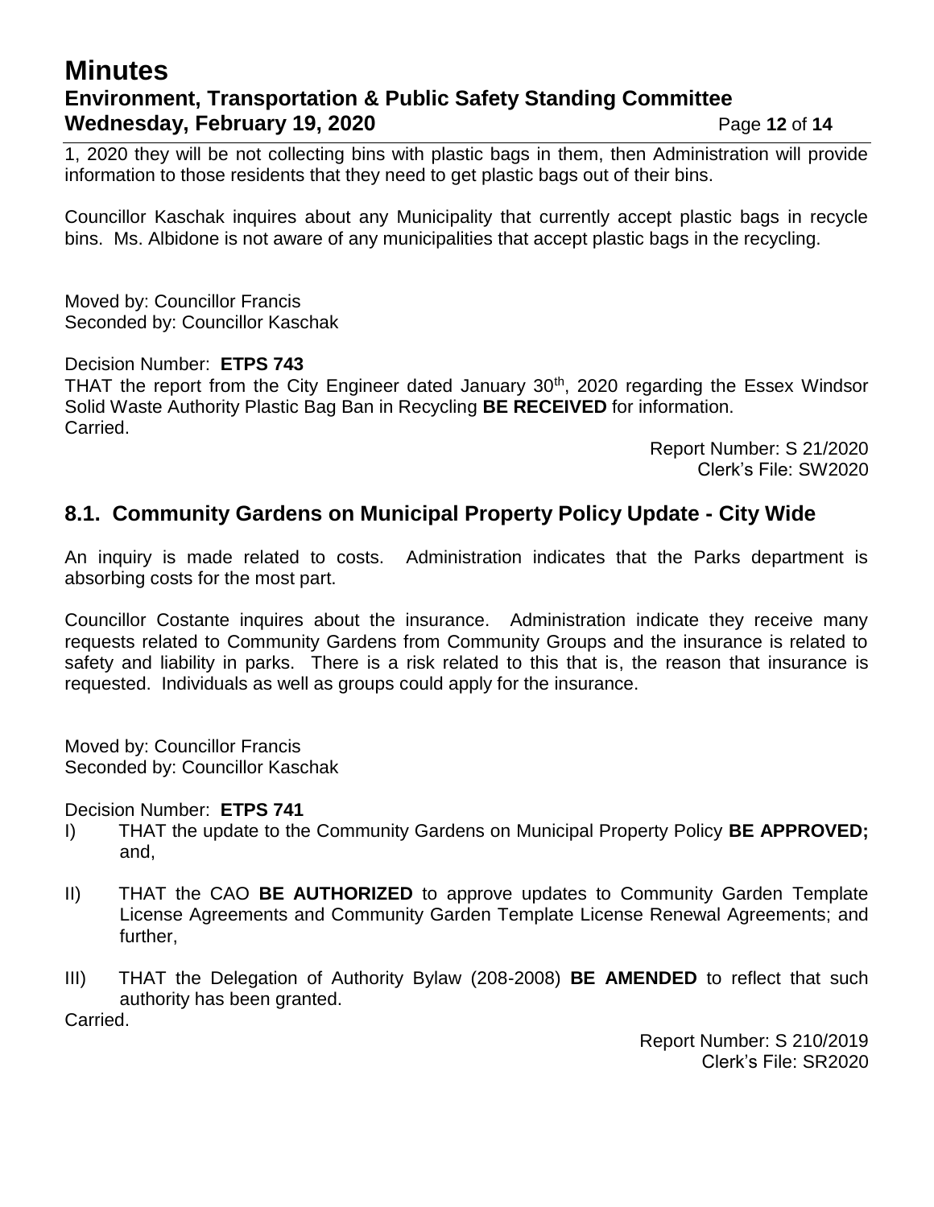1, 2020 they will be not collecting bins with plastic bags in them, then Administration will provide information to those residents that they need to get plastic bags out of their bins.

Councillor Kaschak inquires about any Municipality that currently accept plastic bags in recycle bins. Ms. Albidone is not aware of any municipalities that accept plastic bags in the recycling.

Moved by: Councillor Francis
Seconded by: Councillor Kaschak

Decision Number: **ETPS 743**
THAT the report from the City Engineer dated January 30th, 2020 regarding the Essex Windsor Solid Waste Authority Plastic Bag Ban in Recycling **BE RECEIVED** for information.
Carried.

Report Number: S 21/2020
Clerk's File: SW2020

## 8.1. Community Gardens on Municipal Property Policy Update - City Wide

An inquiry is made related to costs. Administration indicates that the Parks department is absorbing costs for the most part.

Councillor Costante inquires about the insurance. Administration indicate they receive many requests related to Community Gardens from Community Groups and the insurance is related to safety and liability in parks. There is a risk related to this that is, the reason that insurance is requested. Individuals as well as groups could apply for the insurance.

Moved by: Councillor Francis
Seconded by: Councillor Kaschak

Decision Number: **ETPS 741**

I) THAT the update to the Community Gardens on Municipal Property Policy **BE APPROVED;** and,

II) THAT the CAO **BE AUTHORIZED** to approve updates to Community Garden Template License Agreements and Community Garden Template License Renewal Agreements; and further,

III) THAT the Delegation of Authority Bylaw (208-2008) **BE AMENDED** to reflect that such authority has been granted.

Carried.

Report Number: S 210/2019
Clerk's File: SR2020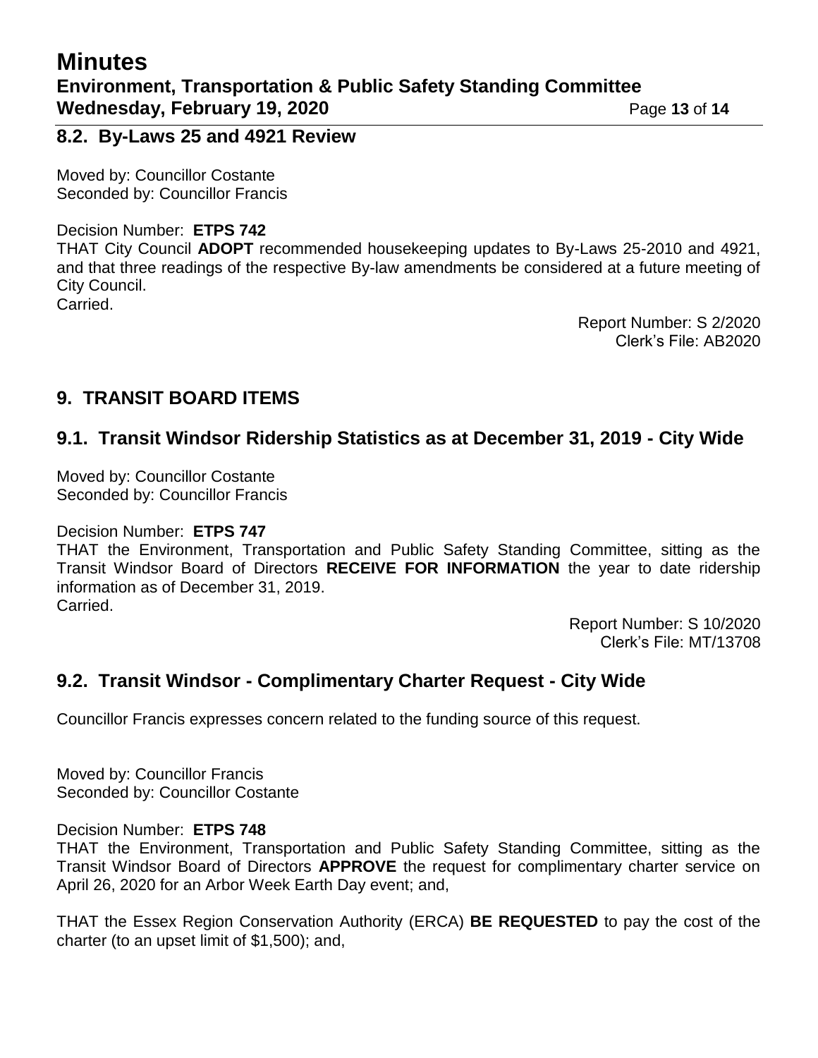## 8.2. By-Laws 25 and 4921 Review

Moved by: Councillor Costante
Seconded by: Councillor Francis

Decision Number: **ETPS 742**
THAT City Council **ADOPT** recommended housekeeping updates to By-Laws 25-2010 and 4921, and that three readings of the respective By-law amendments be considered at a future meeting of City Council.
Carried.

Report Number: S 2/2020
Clerk's File: AB2020

# 9. TRANSIT BOARD ITEMS

## 9.1. Transit Windsor Ridership Statistics as at December 31, 2019 - City Wide

Moved by: Councillor Costante
Seconded by: Councillor Francis

Decision Number: **ETPS 747**
THAT the Environment, Transportation and Public Safety Standing Committee, sitting as the Transit Windsor Board of Directors **RECEIVE FOR INFORMATION** the year to date ridership information as of December 31, 2019.
Carried.

Report Number: S 10/2020
Clerk's File: MT/13708

## 9.2. Transit Windsor - Complimentary Charter Request - City Wide

Councillor Francis expresses concern related to the funding source of this request.

Moved by: Councillor Francis
Seconded by: Councillor Costante

Decision Number: **ETPS 748**
THAT the Environment, Transportation and Public Safety Standing Committee, sitting as the Transit Windsor Board of Directors **APPROVE** the request for complimentary charter service on April 26, 2020 for an Arbor Week Earth Day event; and,

THAT the Essex Region Conservation Authority (ERCA) **BE REQUESTED** to pay the cost of the charter (to an upset limit of $1,500); and,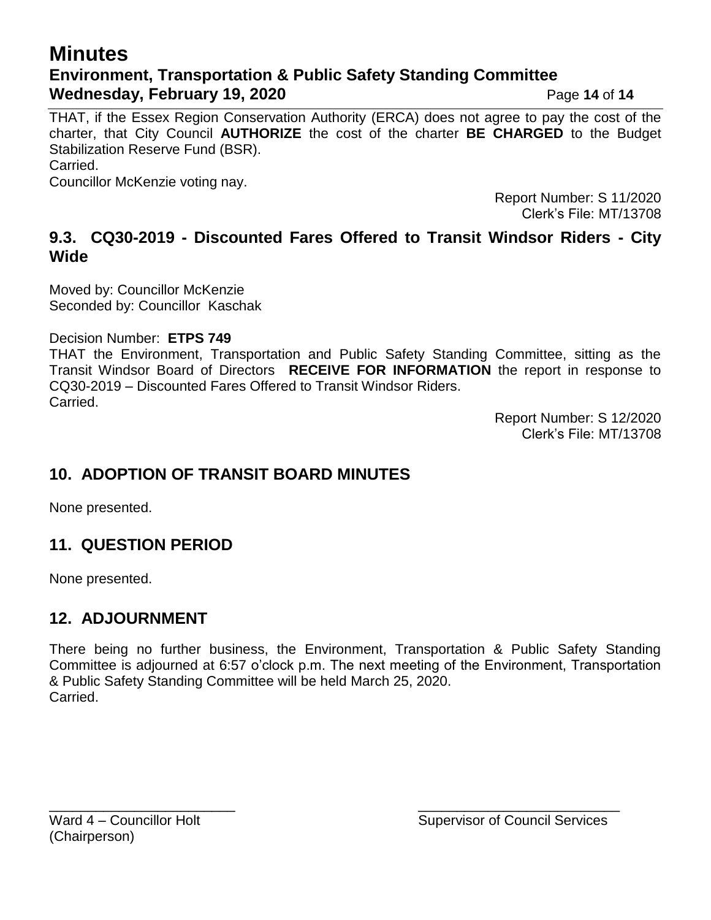THAT, if the Essex Region Conservation Authority (ERCA) does not agree to pay the cost of the charter, that City Council **AUTHORIZE** the cost of the charter **BE CHARGED** to the Budget Stabilization Reserve Fund (BSR).
Carried.
Councillor McKenzie voting nay.

Report Number: S 11/2020
Clerk's File: MT/13708

### 9.3. CQ30-2019 - Discounted Fares Offered to Transit Windsor Riders - City Wide

Moved by: Councillor McKenzie
Seconded by: Councillor Kaschak

Decision Number: **ETPS 749**
THAT the Environment, Transportation and Public Safety Standing Committee, sitting as the Transit Windsor Board of Directors **RECEIVE FOR INFORMATION** the report in response to CQ30-2019 – Discounted Fares Offered to Transit Windsor Riders.
Carried.

Report Number: S 12/2020
Clerk's File: MT/13708

## 10. ADOPTION OF TRANSIT BOARD MINUTES

None presented.

## 11. QUESTION PERIOD

None presented.

## 12. ADJOURNMENT

There being no further business, the Environment, Transportation & Public Safety Standing Committee is adjourned at 6:57 o'clock p.m. The next meeting of the Environment, Transportation & Public Safety Standing Committee will be held March 25, 2020.
Carried.

\_\_\_\_\_\_\_\_\_\_\_\_\_\_\_\_\_\_\_\_\_\_\_\_\_
Ward 4 – Councillor Holt
(Chairperson)

\_\_\_\_\_\_\_\_\_\_\_\_\_\_\_\_\_\_\_\_\_\_\_\_\_
Supervisor of Council Services